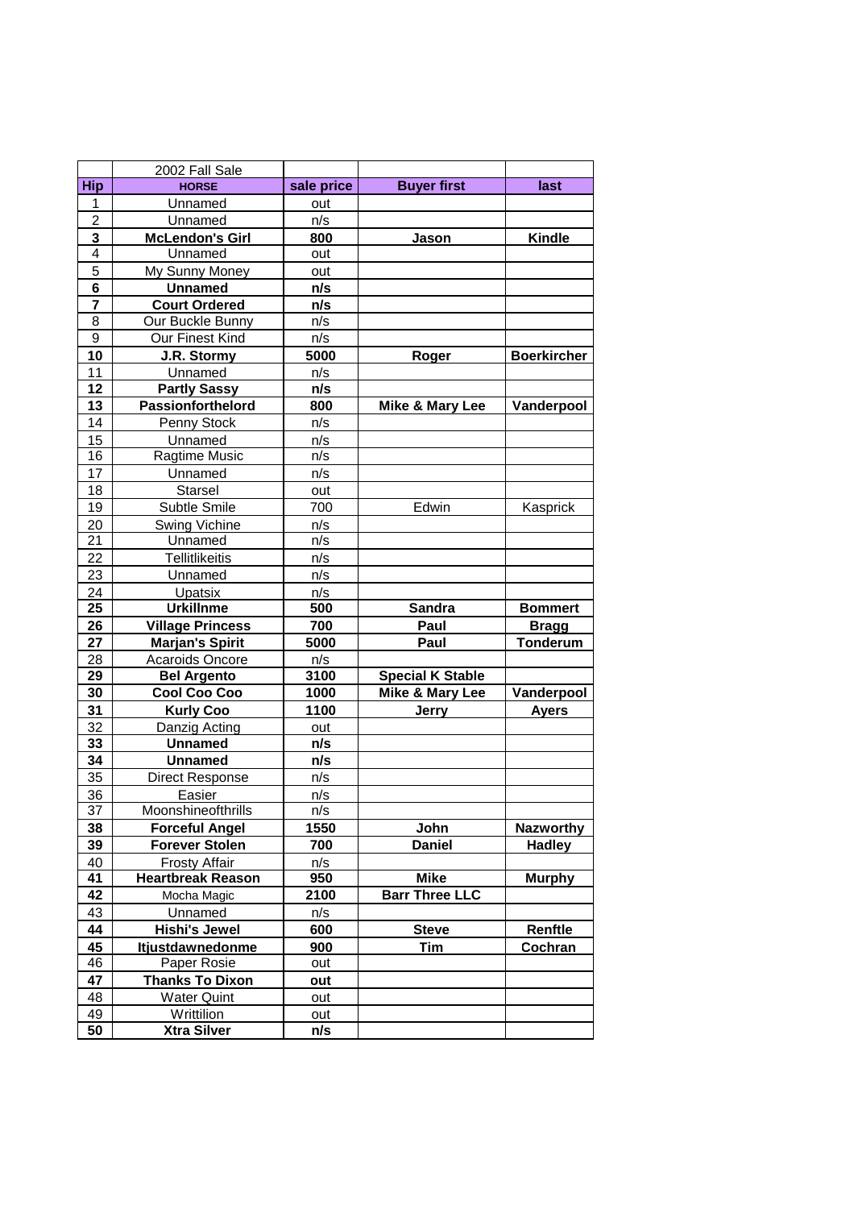|  | 2002 Fall Sale |  |  |  |
|---|---|---|---|---|
| **Hip** | **HORSE** | **sale price** | **Buyer first** | **last** |
| 1 | Unnamed | out |  |  |
| 2 | Unnamed | n/s |  |  |
| **3** | **McLendon's Girl** | **800** | **Jason** | **Kindle** |
| 4 | Unnamed | out |  |  |
| 5 | My Sunny Money | out |  |  |
| **6** | **Unnamed** | **n/s** |  |  |
| **7** | **Court Ordered** | **n/s** |  |  |
| 8 | Our Buckle Bunny | n/s |  |  |
| 9 | Our Finest Kind | n/s |  |  |
| **10** | **J.R. Stormy** | **5000** | **Roger** | **Boerkircher** |
| 11 | Unnamed | n/s |  |  |
| **12** | **Partly Sassy** | **n/s** |  |  |
| **13** | **Passionforthelord** | **800** | **Mike & Mary Lee** | **Vanderpool** |
| 14 | Penny Stock | n/s |  |  |
| 15 | Unnamed | n/s |  |  |
| 16 | Ragtime Music | n/s |  |  |
| 17 | Unnamed | n/s |  |  |
| 18 | Starsel | out |  |  |
| 19 | Subtle Smile | 700 | Edwin | Kasprick |
| 20 | Swing Vichine | n/s |  |  |
| 21 | Unnamed | n/s |  |  |
| 22 | Tellitlikeitis | n/s |  |  |
| 23 | Unnamed | n/s |  |  |
| 24 | Upatsix | n/s |  |  |
| **25** | **Urkillnme** | **500** | **Sandra** | **Bommert** |
| **26** | **Village Princess** | **700** | **Paul** | **Bragg** |
| **27** | **Marjan's Spirit** | **5000** | **Paul** | **Tonderum** |
| 28 | Acaroids Oncore | n/s |  |  |
| **29** | **Bel Argento** | **3100** | **Special K Stable** |  |
| **30** | **Cool Coo Coo** | **1000** | **Mike & Mary Lee** | **Vanderpool** |
| **31** | **Kurly Coo** | **1100** | **Jerry** | **Ayers** |
| 32 | Danzig Acting | out |  |  |
| **33** | **Unnamed** | **n/s** |  |  |
| **34** | **Unnamed** | **n/s** |  |  |
| 35 | Direct Response | n/s |  |  |
| 36 | Easier | n/s |  |  |
| 37 | Moonshineofthrills | n/s |  |  |
| **38** | **Forceful Angel** | **1550** | **John** | **Nazworthy** |
| **39** | **Forever Stolen** | **700** | **Daniel** | **Hadley** |
| 40 | Frosty Affair | n/s |  |  |
| **41** | **Heartbreak Reason** | **950** | **Mike** | **Murphy** |
| **42** | Mocha Magic | **2100** | **Barr Three LLC** |  |
| 43 | Unnamed | n/s |  |  |
| **44** | **Hishi's Jewel** | **600** | **Steve** | **Renftle** |
| **45** | **Itjustdawnedonme** | **900** | **Tim** | **Cochran** |
| 46 | Paper Rosie | out |  |  |
| **47** | **Thanks To Dixon** | **out** |  |  |
| 48 | Water Quint | out |  |  |
| 49 | Writtilion | out |  |  |
| **50** | **Xtra Silver** | **n/s** |  |  |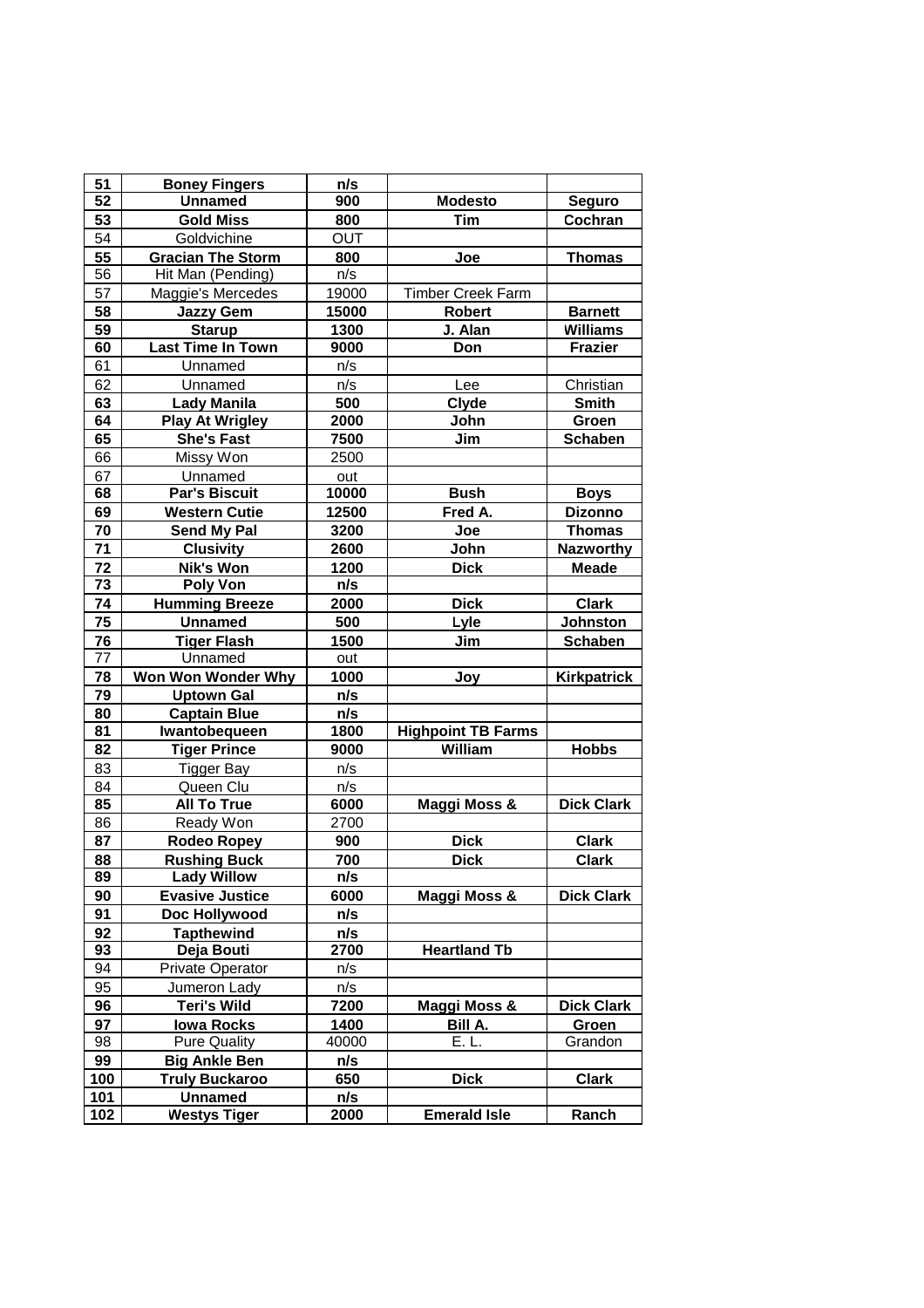| 51 | Boney Fingers | n/s | | |
|---|---|---|---|---|
| 52 | Unnamed | 900 | Modesto | Seguro |
| 53 | Gold Miss | 800 | Tim | Cochran |
| 54 | Goldvichine | OUT | | |
| 55 | Gracian The Storm | 800 | Joe | Thomas |
| 56 | Hit Man (Pending) | n/s | | |
| 57 | Maggie's Mercedes | 19000 | Timber Creek Farm | |
| 58 | Jazzy Gem | 15000 | Robert | Barnett |
| 59 | Starup | 1300 | J. Alan | Williams |
| 60 | Last Time In Town | 9000 | Don | Frazier |
| 61 | Unnamed | n/s | | |
| 62 | Unnamed | n/s | Lee | Christian |
| 63 | Lady Manila | 500 | Clyde | Smith |
| 64 | Play At Wrigley | 2000 | John | Groen |
| 65 | She's Fast | 7500 | Jim | Schaben |
| 66 | Missy Won | 2500 | | |
| 67 | Unnamed | out | | |
| 68 | Par's Biscuit | 10000 | Bush | Boys |
| 69 | Western Cutie | 12500 | Fred A. | Dizonno |
| 70 | Send My Pal | 3200 | Joe | Thomas |
| 71 | Clusivity | 2600 | John | Nazworthy |
| 72 | Nik's Won | 1200 | Dick | Meade |
| 73 | Poly Von | n/s | | |
| 74 | Humming Breeze | 2000 | Dick | Clark |
| 75 | Unnamed | 500 | Lyle | Johnston |
| 76 | Tiger Flash | 1500 | Jim | Schaben |
| 77 | Unnamed | out | | |
| 78 | Won Won Wonder Why | 1000 | Joy | Kirkpatrick |
| 79 | Uptown Gal | n/s | | |
| 80 | Captain Blue | n/s | | |
| 81 | Iwantobequeen | 1800 | Highpoint TB Farms | |
| 82 | Tiger Prince | 9000 | William | Hobbs |
| 83 | Tigger Bay | n/s | | |
| 84 | Queen Clu | n/s | | |
| 85 | All To True | 6000 | Maggi Moss & | Dick Clark |
| 86 | Ready Won | 2700 | | |
| 87 | Rodeo Ropey | 900 | Dick | Clark |
| 88 | Rushing Buck | 700 | Dick | Clark |
| 89 | Lady Willow | n/s | | |
| 90 | Evasive Justice | 6000 | Maggi Moss & | Dick Clark |
| 91 | Doc Hollywood | n/s | | |
| 92 | Tapthewind | n/s | | |
| 93 | Deja Bouti | 2700 | Heartland Tb | |
| 94 | Private Operator | n/s | | |
| 95 | Jumeron Lady | n/s | | |
| 96 | Teri's Wild | 7200 | Maggi Moss & | Dick Clark |
| 97 | Iowa Rocks | 1400 | Bill A. | Groen |
| 98 | Pure Quality | 40000 | E. L. | Grandon |
| 99 | Big Ankle Ben | n/s | | |
| 100 | Truly Buckaroo | 650 | Dick | Clark |
| 101 | Unnamed | n/s | | |
| 102 | Westys Tiger | 2000 | Emerald Isle | Ranch |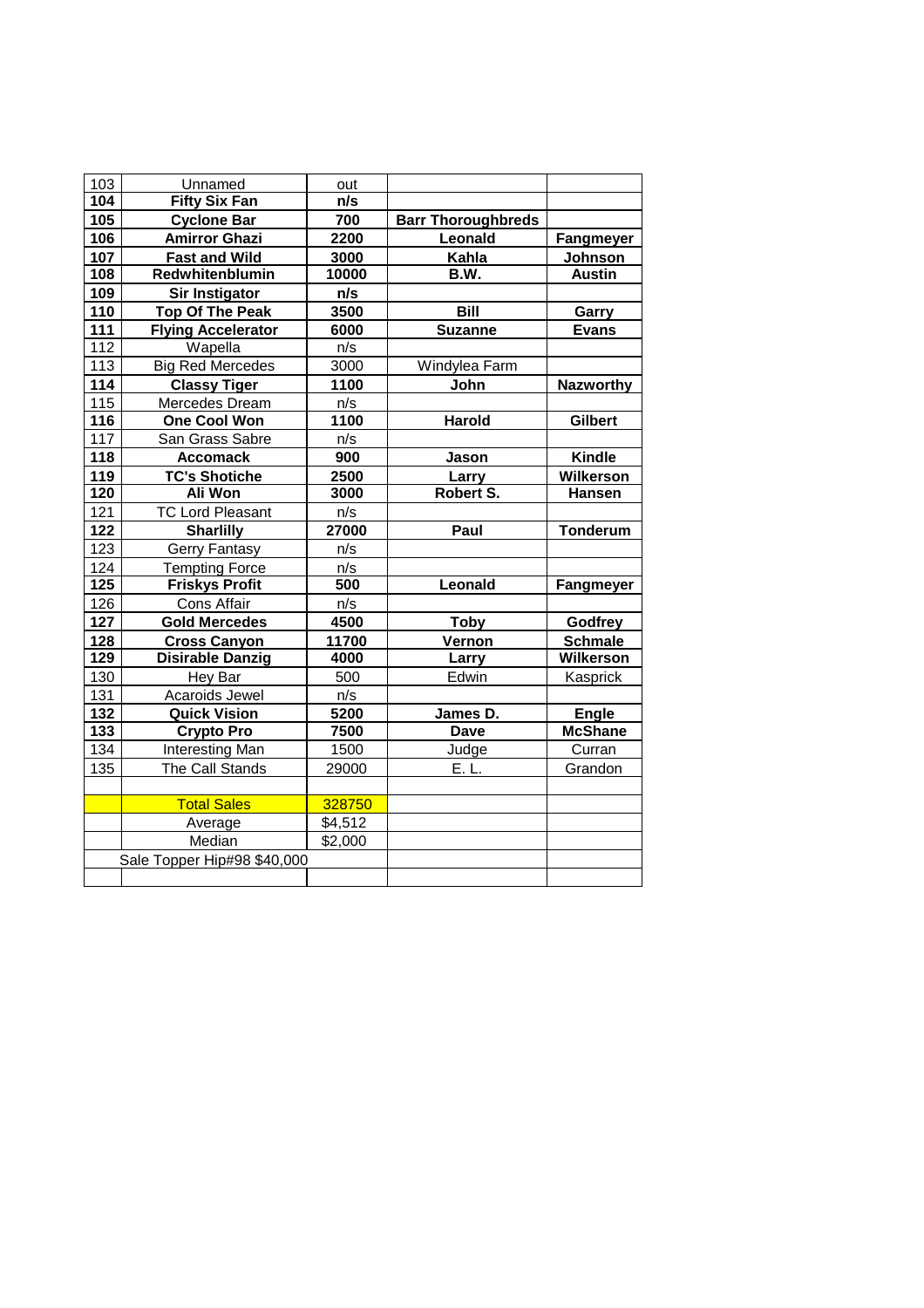| | | | | |
|---|---|---|---|---|
| 103 | Unnamed | out | | |
| **104** | **Fifty Six Fan** | **n/s** | | |
| **105** | **Cyclone Bar** | **700** | **Barr Thoroughbreds** | |
| **106** | **Amirror Ghazi** | **2200** | **Leonald** | **Fangmeyer** |
| **107** | **Fast and Wild** | **3000** | **Kahla** | **Johnson** |
| **108** | **Redwhitenblumin** | **10000** | **B.W.** | **Austin** |
| **109** | **Sir Instigator** | **n/s** | | |
| **110** | **Top Of The Peak** | **3500** | **Bill** | **Garry** |
| **111** | **Flying Accelerator** | **6000** | **Suzanne** | **Evans** |
| 112 | Wapella | n/s | | |
| 113 | Big Red Mercedes | 3000 | Windylea Farm | |
| **114** | **Classy Tiger** | **1100** | **John** | **Nazworthy** |
| 115 | Mercedes Dream | n/s | | |
| **116** | **One Cool Won** | **1100** | **Harold** | **Gilbert** |
| 117 | San Grass Sabre | n/s | | |
| **118** | **Accomack** | **900** | **Jason** | **Kindle** |
| **119** | **TC's Shotiche** | **2500** | **Larry** | **Wilkerson** |
| **120** | **Ali Won** | **3000** | **Robert S.** | **Hansen** |
| 121 | TC Lord Pleasant | n/s | | |
| **122** | **Sharlilly** | **27000** | **Paul** | **Tonderum** |
| 123 | Gerry Fantasy | n/s | | |
| 124 | Tempting Force | n/s | | |
| **125** | **Friskys Profit** | **500** | **Leonald** | **Fangmeyer** |
| 126 | Cons Affair | n/s | | |
| **127** | **Gold Mercedes** | **4500** | **Toby** | **Godfrey** |
| **128** | **Cross Canyon** | **11700** | **Vernon** | **Schmale** |
| **129** | **Disirable Danzig** | **4000** | **Larry** | **Wilkerson** |
| 130 | Hey Bar | 500 | Edwin | Kasprick |
| 131 | Acaroids Jewel | n/s | | |
| **132** | **Quick Vision** | **5200** | **James D.** | **Engle** |
| **133** | **Crypto Pro** | **7500** | **Dave** | **McShane** |
| 134 | Interesting Man | 1500 | Judge | Curran |
| 135 | The Call Stands | 29000 | E. L. | Grandon |
| | | | | |
| | Total Sales | 328750 | | |
| | Average | $4,512 | | |
| | Median | $2,000 | | |
| Sale Topper Hip#98 $40,000 | | | | |
| | | | | |